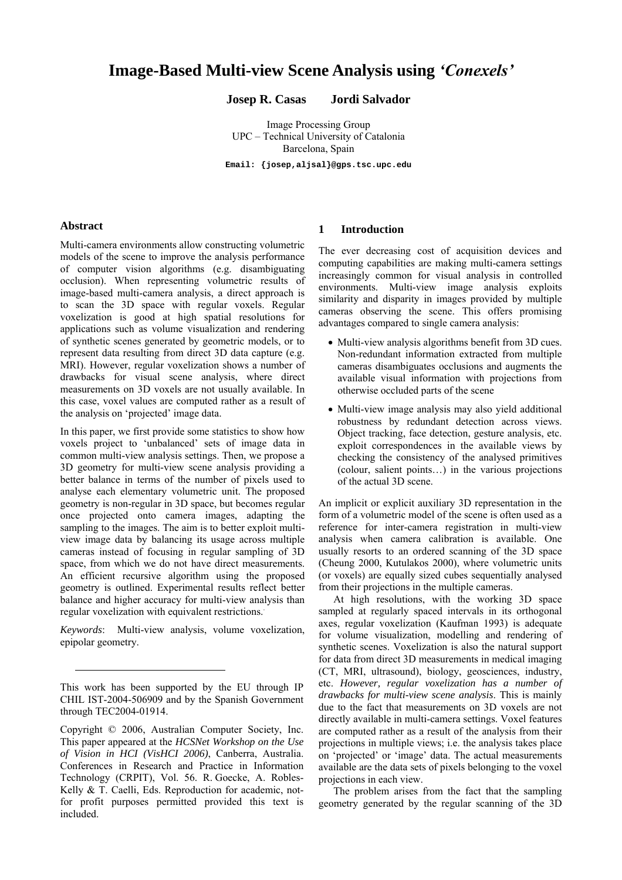# Image-Based Multi-view Scene Analysis using *'Conexels'*

**Josep R. Casas    Jordi Salvador**

Image Processing Group
UPC – Technical University of Catalonia
Barcelona, Spain

**Email: {josep,aljsal}@gps.tsc.upc.edu**

## Abstract

Multi-camera environments allow constructing volumetric models of the scene to improve the analysis performance of computer vision algorithms (e.g. disambiguating occlusion). When representing volumetric results of image-based multi-camera analysis, a direct approach is to scan the 3D space with regular voxels. Regular voxelization is good at high spatial resolutions for applications such as volume visualization and rendering of synthetic scenes generated by geometric models, or to represent data resulting from direct 3D data capture (e.g. MRI). However, regular voxelization shows a number of drawbacks for visual scene analysis, where direct measurements on 3D voxels are not usually available. In this case, voxel values are computed rather as a result of the analysis on 'projected' image data.

In this paper, we first provide some statistics to show how voxels project to 'unbalanced' sets of image data in common multi-view analysis settings. Then, we propose a 3D geometry for multi-view scene analysis providing a better balance in terms of the number of pixels used to analyse each elementary volumetric unit. The proposed geometry is non-regular in 3D space, but becomes regular once projected onto camera images, adapting the sampling to the images. The aim is to better exploit multi-view image data by balancing its usage across multiple cameras instead of focusing in regular sampling of 3D space, from which we do not have direct measurements. An efficient recursive algorithm using the proposed geometry is outlined. Experimental results reflect better balance and higher accuracy for multi-view analysis than regular voxelization with equivalent restrictions.

*Keywords*: Multi-view analysis, volume voxelization, epipolar geometry.

---

This work has been supported by the EU through IP CHIL IST-2004-506909 and by the Spanish Government through TEC2004-01914.

Copyright © 2006, Australian Computer Society, Inc. This paper appeared at the *HCSNet Workshop on the Use of Vision in HCI (VisHCI 2006)*, Canberra, Australia. Conferences in Research and Practice in Information Technology (CRPIT), Vol. 56. R. Goecke, A. Robles-Kelly & T. Caelli, Eds. Reproduction for academic, not-for profit purposes permitted provided this text is included.

## 1 Introduction

The ever decreasing cost of acquisition devices and computing capabilities are making multi-camera settings increasingly common for visual analysis in controlled environments. Multi-view image analysis exploits similarity and disparity in images provided by multiple cameras observing the scene. This offers promising advantages compared to single camera analysis:

- Multi-view analysis algorithms benefit from 3D cues. Non-redundant information extracted from multiple cameras disambiguates occlusions and augments the available visual information with projections from otherwise occluded parts of the scene
- Multi-view image analysis may also yield additional robustness by redundant detection across views. Object tracking, face detection, gesture analysis, etc. exploit correspondences in the available views by checking the consistency of the analysed primitives (colour, salient points…) in the various projections of the actual 3D scene.

An implicit or explicit auxiliary 3D representation in the form of a volumetric model of the scene is often used as a reference for inter-camera registration in multi-view analysis when camera calibration is available. One usually resorts to an ordered scanning of the 3D space (Cheung 2000, Kutulakos 2000), where volumetric units (or voxels) are equally sized cubes sequentially analysed from their projections in the multiple cameras.

At high resolutions, with the working 3D space sampled at regularly spaced intervals in its orthogonal axes, regular voxelization (Kaufman 1993) is adequate for volume visualization, modelling and rendering of synthetic scenes. Voxelization is also the natural support for data from direct 3D measurements in medical imaging (CT, MRI, ultrasound), biology, geosciences, industry, etc. *However, regular voxelization has a number of drawbacks for multi-view scene analysis*. This is mainly due to the fact that measurements on 3D voxels are not directly available in multi-camera settings. Voxel features are computed rather as a result of the analysis from their projections in multiple views; i.e. the analysis takes place on 'projected' or 'image' data. The actual measurements available are the data sets of pixels belonging to the voxel projections in each view.

The problem arises from the fact that the sampling geometry generated by the regular scanning of the 3D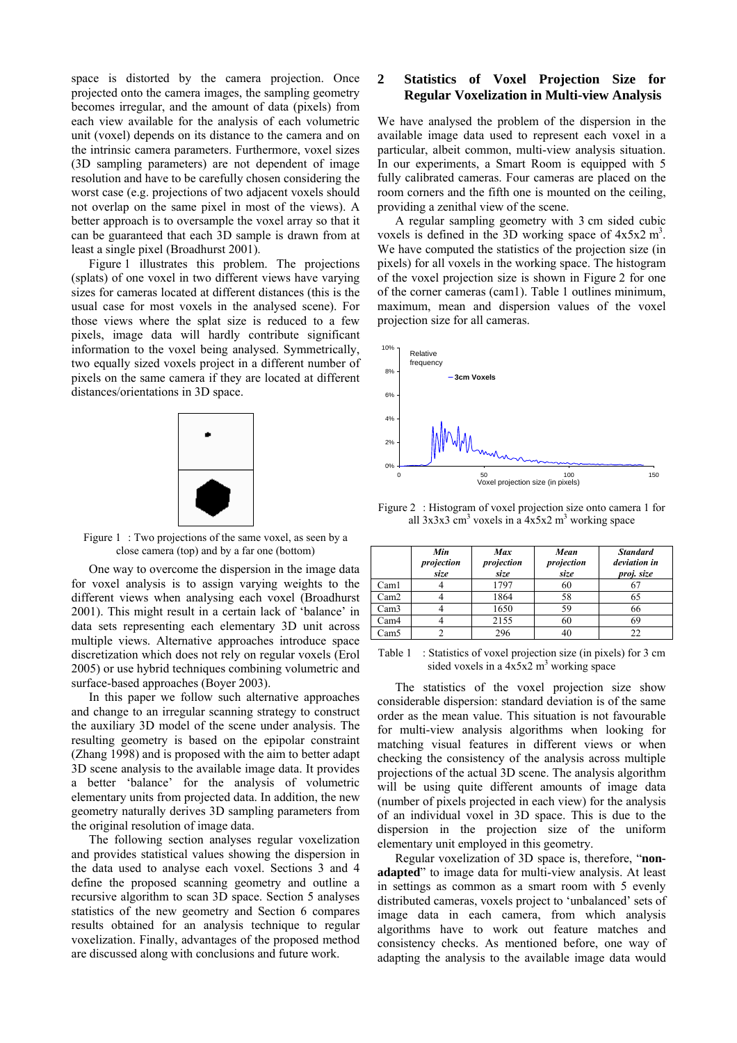space is distorted by the camera projection. Once projected onto the camera images, the sampling geometry becomes irregular, and the amount of data (pixels) from each view available for the analysis of each volumetric unit (voxel) depends on its distance to the camera and on the intrinsic camera parameters. Furthermore, voxel sizes (3D sampling parameters) are not dependent of image resolution and have to be carefully chosen considering the worst case (e.g. projections of two adjacent voxels should not overlap on the same pixel in most of the views). A better approach is to oversample the voxel array so that it can be guaranteed that each 3D sample is drawn from at least a single pixel (Broadhurst 2001).

Figure 1 illustrates this problem. The projections (splats) of one voxel in two different views have varying sizes for cameras located at different distances (this is the usual case for most voxels in the analysed scene). For those views where the splat size is reduced to a few pixels, image data will hardly contribute significant information to the voxel being analysed. Symmetrically, two equally sized voxels project in a different number of pixels on the same camera if they are located at different distances/orientations in 3D space.

Figure 1 : Two projections of the same voxel, as seen by a close camera (top) and by a far one (bottom)

One way to overcome the dispersion in the image data for voxel analysis is to assign varying weights to the different views when analysing each voxel (Broadhurst 2001). This might result in a certain lack of 'balance' in data sets representing each elementary 3D unit across multiple views. Alternative approaches introduce space discretization which does not rely on regular voxels (Erol 2005) or use hybrid techniques combining volumetric and surface-based approaches (Boyer 2003).

In this paper we follow such alternative approaches and change to an irregular scanning strategy to construct the auxiliary 3D model of the scene under analysis. The resulting geometry is based on the epipolar constraint (Zhang 1998) and is proposed with the aim to better adapt 3D scene analysis to the available image data. It provides a better 'balance' for the analysis of volumetric elementary units from projected data. In addition, the new geometry naturally derives 3D sampling parameters from the original resolution of image data.

The following section analyses regular voxelization and provides statistical values showing the dispersion in the data used to analyse each voxel. Sections 3 and 4 define the proposed scanning geometry and outline a recursive algorithm to scan 3D space. Section 5 analyses statistics of the new geometry and Section 6 compares results obtained for an analysis technique to regular voxelization. Finally, advantages of the proposed method are discussed along with conclusions and future work.

## 2 Statistics of Voxel Projection Size for Regular Voxelization in Multi-view Analysis

We have analysed the problem of the dispersion in the available image data used to represent each voxel in a particular, albeit common, multi-view analysis situation. In our experiments, a Smart Room is equipped with 5 fully calibrated cameras. Four cameras are placed on the room corners and the fifth one is mounted on the ceiling, providing a zenithal view of the scene.

A regular sampling geometry with 3 cm sided cubic voxels is defined in the 3D working space of $4 \times 5 \times 2$ m$^3$. We have computed the statistics of the projection size (in pixels) for all voxels in the working space. The histogram of the voxel projection size is shown in Figure 2 for one of the corner cameras (cam1). Table 1 outlines minimum, maximum, mean and dispersion values of the voxel projection size for all cameras.

Figure 2 : Histogram of voxel projection size onto camera 1 for all $3 \times 3 \times 3$ cm$^3$ voxels in a $4 \times 5 \times 2$ m$^3$ working space

| | *Min projection size* | *Max projection size* | *Mean projection size* | *Standard deviation in proj. size* |
|---|---|---|---|---|
| Cam1 | 4 | 1797 | 60 | 67 |
| Cam2 | 4 | 1864 | 58 | 65 |
| Cam3 | 4 | 1650 | 59 | 66 |
| Cam4 | 4 | 2155 | 60 | 69 |
| Cam5 | 2 | 296 | 40 | 22 |

Table 1 : Statistics of voxel projection size (in pixels) for 3 cm sided voxels in a $4 \times 5 \times 2$ m$^3$ working space

The statistics of the voxel projection size show considerable dispersion: standard deviation is of the same order as the mean value. This situation is not favourable for multi-view analysis algorithms when looking for matching visual features in different views or when checking the consistency of the analysis across multiple projections of the actual 3D scene. The analysis algorithm will be using quite different amounts of image data (number of pixels projected in each view) for the analysis of an individual voxel in 3D space. This is due to the dispersion in the projection size of the uniform elementary unit employed in this geometry.

Regular voxelization of 3D space is, therefore, "**non-adapted**" to image data for multi-view analysis. At least in settings as common as a smart room with 5 evenly distributed cameras, voxels project to 'unbalanced' sets of image data in each camera, from which analysis algorithms have to work out feature matches and consistency checks. As mentioned before, one way of adapting the analysis to the available image data would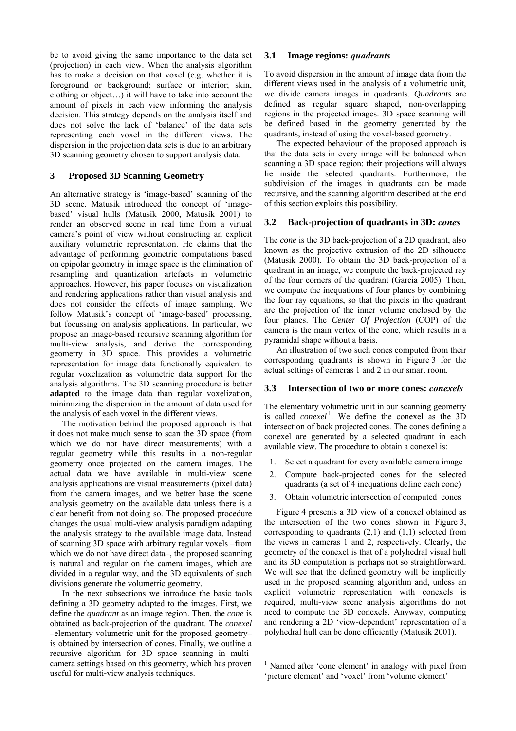be to avoid giving the same importance to the data set (projection) in each view. When the analysis algorithm has to make a decision on that voxel (e.g. whether it is foreground or background; surface or interior; skin, clothing or object…) it will have to take into account the amount of pixels in each view informing the analysis decision. This strategy depends on the analysis itself and does not solve the lack of 'balance' of the data sets representing each voxel in the different views. The dispersion in the projection data sets is due to an arbitrary 3D scanning geometry chosen to support analysis data.

## 3 Proposed 3D Scanning Geometry

An alternative strategy is 'image-based' scanning of the 3D scene. Matusik introduced the concept of 'image-based' visual hulls (Matusik 2000, Matusik 2001) to render an observed scene in real time from a virtual camera's point of view without constructing an explicit auxiliary volumetric representation. He claims that the advantage of performing geometric computations based on epipolar geometry in image space is the elimination of resampling and quantization artefacts in volumetric approaches. However, his paper focuses on visualization and rendering applications rather than visual analysis and does not consider the effects of image sampling. We follow Matusik's concept of 'image-based' processing, but focussing on analysis applications. In particular, we propose an image-based recursive scanning algorithm for multi-view analysis, and derive the corresponding geometry in 3D space. This provides a volumetric representation for image data functionally equivalent to regular voxelization as volumetric data support for the analysis algorithms. The 3D scanning procedure is better **adapted** to the image data than regular voxelization, minimizing the dispersion in the amount of data used for the analysis of each voxel in the different views.

The motivation behind the proposed approach is that it does not make much sense to scan the 3D space (from which we do not have direct measurements) with a regular geometry while this results in a non-regular geometry once projected on the camera images. The actual data we have available in multi-view scene analysis applications are visual measurements (pixel data) from the camera images, and we better base the scene analysis geometry on the available data unless there is a clear benefit from not doing so. The proposed procedure changes the usual multi-view analysis paradigm adapting the analysis strategy to the available image data. Instead of scanning 3D space with arbitrary regular voxels –from which we do not have direct data–, the proposed scanning is natural and regular on the camera images, which are divided in a regular way, and the 3D equivalents of such divisions generate the volumetric geometry.

In the next subsections we introduce the basic tools defining a 3D geometry adapted to the images. First, we define the *quadrant* as an image region. Then, the *cone* is obtained as back-projection of the quadrant. The *conexel* –elementary volumetric unit for the proposed geometry– is obtained by intersection of cones. Finally, we outline a recursive algorithm for 3D space scanning in multi-camera settings based on this geometry, which has proven useful for multi-view analysis techniques.

### 3.1 Image regions: *quadrants*

To avoid dispersion in the amount of image data from the different views used in the analysis of a volumetric unit, we divide camera images in quadrants. *Quadrants* are defined as regular square shaped, non-overlapping regions in the projected images. 3D space scanning will be defined based in the geometry generated by the quadrants, instead of using the voxel-based geometry.

The expected behaviour of the proposed approach is that the data sets in every image will be balanced when scanning a 3D space region: their projections will always lie inside the selected quadrants. Furthermore, the subdivision of the images in quadrants can be made recursive, and the scanning algorithm described at the end of this section exploits this possibility.

### 3.2 Back-projection of quadrants in 3D: *cones*

The *cone* is the 3D back-projection of a 2D quadrant, also known as the projective extrusion of the 2D silhouette (Matusik 2000). To obtain the 3D back-projection of a quadrant in an image, we compute the back-projected ray of the four corners of the quadrant (Garcia 2005). Then, we compute the inequations of four planes by combining the four ray equations, so that the pixels in the quadrant are the projection of the inner volume enclosed by the four planes. The *Center Of Projection* (COP) of the camera is the main vertex of the cone, which results in a pyramidal shape without a basis.

An illustration of two such cones computed from their corresponding quadrants is shown in Figure 3 for the actual settings of cameras 1 and 2 in our smart room.

### 3.3 Intersection of two or more cones: *conexels*

The elementary volumetric unit in our scanning geometry is called *conexel* [1]. We define the conexel as the 3D intersection of back projected cones. The cones defining a conexel are generated by a selected quadrant in each available view. The procedure to obtain a conexel is:

1. Select a quadrant for every available camera image
2. Compute back-projected cones for the selected quadrants (a set of 4 inequations define each cone)
3. Obtain volumetric intersection of computed cones

Figure 4 presents a 3D view of a conexel obtained as the intersection of the two cones shown in Figure 3, corresponding to quadrants (2,1) and (1,1) selected from the views in cameras 1 and 2, respectively. Clearly, the geometry of the conexel is that of a polyhedral visual hull and its 3D computation is perhaps not so straightforward. We will see that the defined geometry will be implicitly used in the proposed scanning algorithm and, unless an explicit volumetric representation with conexels is required, multi-view scene analysis algorithms do not need to compute the 3D conexels. Anyway, computing and rendering a 2D 'view-dependent' representation of a polyhedral hull can be done efficiently (Matusik 2001).

[1] Named after 'cone element' in analogy with pixel from 'picture element' and 'voxel' from 'volume element'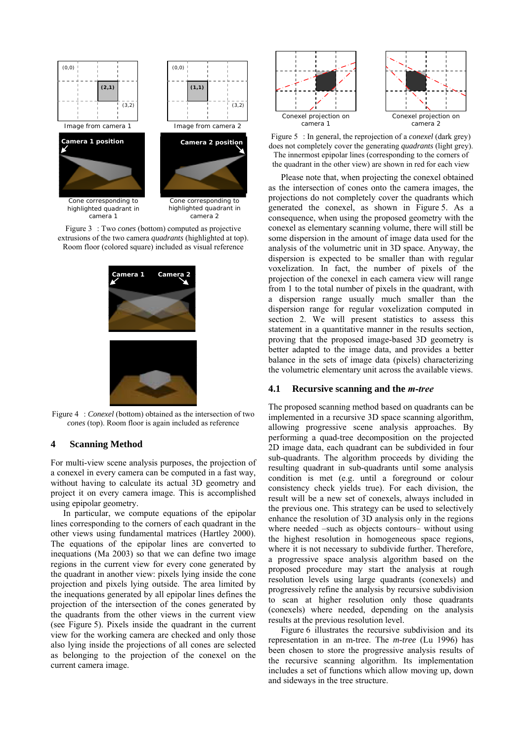Figure 3 : Two *cones* (bottom) computed as projective extrusions of the two camera *quadrants* (highlighted at top). Room floor (colored square) included as visual reference

Figure 4 : *Conexel* (bottom) obtained as the intersection of two *cones* (top). Room floor is again included as reference

## 4 Scanning Method

For multi-view scene analysis purposes, the projection of a conexel in every camera can be computed in a fast way, without having to calculate its actual 3D geometry and project it on every camera image. This is accomplished using epipolar geometry.

In particular, we compute equations of the epipolar lines corresponding to the corners of each quadrant in the other views using fundamental matrices (Hartley 2000). The equations of the epipolar lines are converted to inequations (Ma 2003) so that we can define two image regions in the current view for every cone generated by the quadrant in another view: pixels lying inside the cone projection and pixels lying outside. The area limited by the inequations generated by all epipolar lines defines the projection of the intersection of the cones generated by the quadrants from the other views in the current view (see Figure 5). Pixels inside the quadrant in the current view for the working camera are checked and only those also lying inside the projections of all cones are selected as belonging to the projection of the conexel on the current camera image.

Figure 5 : In general, the reprojection of a *conexel* (dark grey) does not completely cover the generating *quadrants* (light grey). The innermost epipolar lines (corresponding to the corners of the quadrant in the other view) are shown in red for each view

Please note that, when projecting the conexel obtained as the intersection of cones onto the camera images, the projections do not completely cover the quadrants which generated the conexel, as shown in Figure 5. As a consequence, when using the proposed geometry with the conexel as elementary scanning volume, there will still be some dispersion in the amount of image data used for the analysis of the volumetric unit in 3D space. Anyway, the dispersion is expected to be smaller than with regular voxelization. In fact, the number of pixels of the projection of the conexel in each camera view will range from 1 to the total number of pixels in the quadrant, with a dispersion range usually much smaller than the dispersion range for regular voxelization computed in section 2. We will present statistics to assess this statement in a quantitative manner in the results section, proving that the proposed image-based 3D geometry is better adapted to the image data, and provides a better balance in the sets of image data (pixels) characterizing the volumetric elementary unit across the available views.

### 4.1 Recursive scanning and the *m-tree*

The proposed scanning method based on quadrants can be implemented in a recursive 3D space scanning algorithm, allowing progressive scene analysis approaches. By performing a quad-tree decomposition on the projected 2D image data, each quadrant can be subdivided in four sub-quadrants. The algorithm proceeds by dividing the resulting quadrant in sub-quadrants until some analysis condition is met (e.g. until a foreground or colour consistency check yields true). For each division, the result will be a new set of conexels, always included in the previous one. This strategy can be used to selectively enhance the resolution of 3D analysis only in the regions where needed –such as objects contours– without using the highest resolution in homogeneous space regions, where it is not necessary to subdivide further. Therefore, a progressive space analysis algorithm based on the proposed procedure may start the analysis at rough resolution levels using large quadrants (conexels) and progressively refine the analysis by recursive subdivision to scan at higher resolution only those quadrants (conexels) where needed, depending on the analysis results at the previous resolution level.

Figure 6 illustrates the recursive subdivision and its representation in an m-tree. The *m-tree* (Lu 1996) has been chosen to store the progressive analysis results of the recursive scanning algorithm. Its implementation includes a set of functions which allow moving up, down and sideways in the tree structure.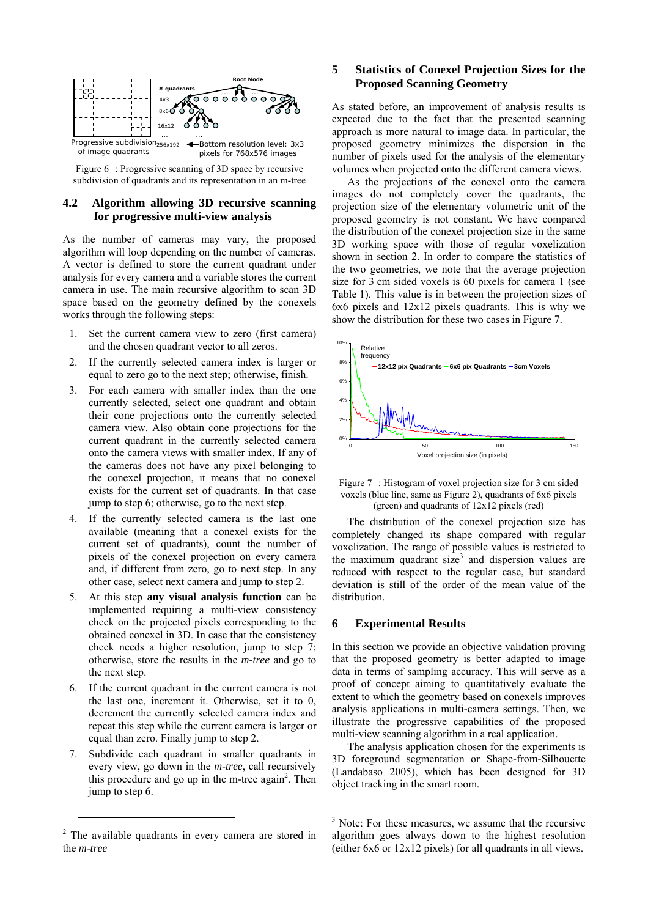Figure 6 : Progressive scanning of 3D space by recursive subdivision of quadrants and its representation in an m-tree

### 4.2 Algorithm allowing 3D recursive scanning for progressive multi-view analysis

As the number of cameras may vary, the proposed algorithm will loop depending on the number of cameras. A vector is defined to store the current quadrant under analysis for every camera and a variable stores the current camera in use. The main recursive algorithm to scan 3D space based on the geometry defined by the conexels works through the following steps:

1. Set the current camera view to zero (first camera) and the chosen quadrant vector to all zeros.
2. If the currently selected camera index is larger or equal to zero go to the next step; otherwise, finish.
3. For each camera with smaller index than the one currently selected, select one quadrant and obtain their cone projections onto the currently selected camera view. Also obtain cone projections for the current quadrant in the currently selected camera onto the camera views with smaller index. If any of the cameras does not have any pixel belonging to the conexel projection, it means that no conexel exists for the current set of quadrants. In that case jump to step 6; otherwise, go to the next step.
4. If the currently selected camera is the last one available (meaning that a conexel exists for the current set of quadrants), count the number of pixels of the conexel projection on every camera and, if different from zero, go to next step. In any other case, select next camera and jump to step 2.
5. At this step **any visual analysis function** can be implemented requiring a multi-view consistency check on the projected pixels corresponding to the obtained conexel in 3D. In case that the consistency check needs a higher resolution, jump to step 7; otherwise, store the results in the *m-tree* and go to the next step.
6. If the current quadrant in the current camera is not the last one, increment it. Otherwise, set it to 0, decrement the currently selected camera index and repeat this step while the current camera is larger or equal than zero. Finally jump to step 2.
7. Subdivide each quadrant in smaller quadrants in every view, go down in the *m-tree*, call recursively this procedure and go up in the m-tree again[2]. Then jump to step 6.

[2] The available quadrants in every camera are stored in the *m-tree*

## 5 Statistics of Conexel Projection Sizes for the Proposed Scanning Geometry

As stated before, an improvement of analysis results is expected due to the fact that the presented scanning approach is more natural to image data. In particular, the proposed geometry minimizes the dispersion in the number of pixels used for the analysis of the elementary volumes when projected onto the different camera views.

As the projections of the conexel onto the camera images do not completely cover the quadrants, the projection size of the elementary volumetric unit of the proposed geometry is not constant. We have compared the distribution of the conexel projection size in the same 3D working space with those of regular voxelization shown in section 2. In order to compare the statistics of the two geometries, we note that the average projection size for 3 cm sided voxels is 60 pixels for camera 1 (see Table 1). This value is in between the projection sizes of 6x6 pixels and 12x12 pixels quadrants. This is why we show the distribution for these two cases in Figure 7.

Figure 7 : Histogram of voxel projection size for 3 cm sided voxels (blue line, same as Figure 2), quadrants of 6x6 pixels (green) and quadrants of 12x12 pixels (red)

The distribution of the conexel projection size has completely changed its shape compared with regular voxelization. The range of possible values is restricted to the maximum quadrant size[3] and dispersion values are reduced with respect to the regular case, but standard deviation is still of the order of the mean value of the distribution.

## 6 Experimental Results

In this section we provide an objective validation proving that the proposed geometry is better adapted to image data in terms of sampling accuracy. This will serve as a proof of concept aiming to quantitatively evaluate the extent to which the geometry based on conexels improves analysis applications in multi-camera settings. Then, we illustrate the progressive capabilities of the proposed multi-view scanning algorithm in a real application.

The analysis application chosen for the experiments is 3D foreground segmentation or Shape-from-Silhouette (Landabaso 2005), which has been designed for 3D object tracking in the smart room.

[3] Note: For these measures, we assume that the recursive algorithm goes always down to the highest resolution (either 6x6 or 12x12 pixels) for all quadrants in all views.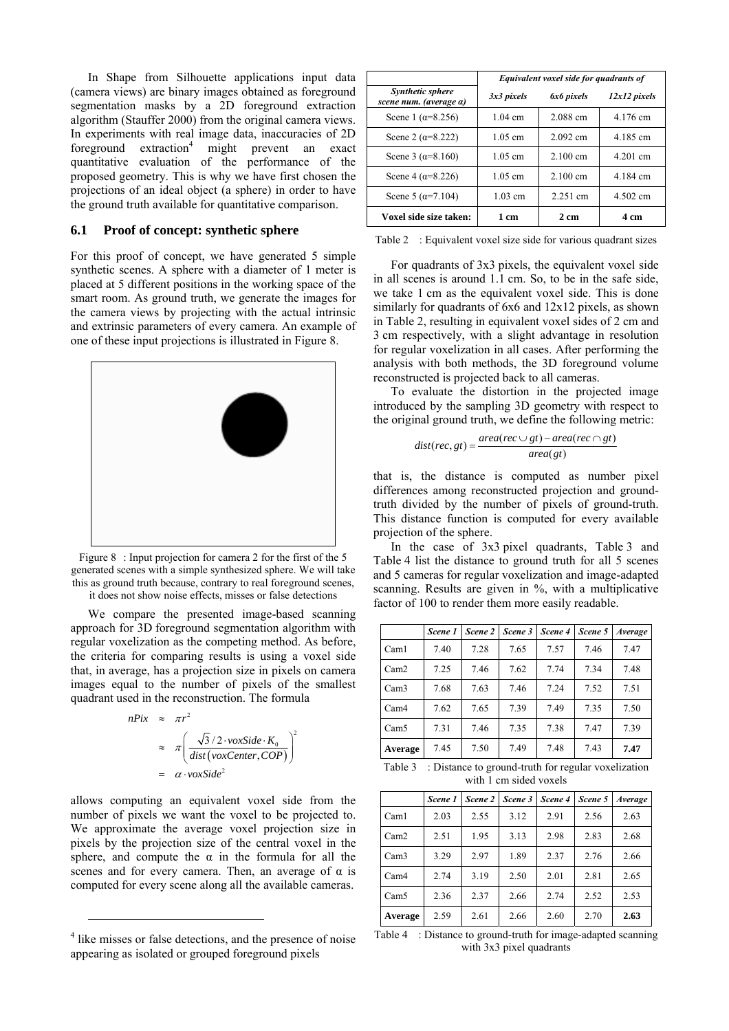In Shape from Silhouette applications input data (camera views) are binary images obtained as foreground segmentation masks by a 2D foreground extraction algorithm (Stauffer 2000) from the original camera views. In experiments with real image data, inaccuracies of 2D foreground extraction[4] might prevent an exact quantitative evaluation of the performance of the proposed geometry. This is why we have first chosen the projections of an ideal object (a sphere) in order to have the ground truth available for quantitative comparison.

## 6.1 Proof of concept: synthetic sphere

For this proof of concept, we have generated 5 simple synthetic scenes. A sphere with a diameter of 1 meter is placed at 5 different positions in the working space of the smart room. As ground truth, we generate the images for the camera views by projecting with the actual intrinsic and extrinsic parameters of every camera. An example of one of these input projections is illustrated in Figure 8.

Figure 8 : Input projection for camera 2 for the first of the 5 generated scenes with a simple synthesized sphere. We will take this as ground truth because, contrary to real foreground scenes, it does not show noise effects, misses or false detections

We compare the presented image-based scanning approach for 3D foreground segmentation algorithm with regular voxelization as the competing method. As before, the criteria for comparing results is using a voxel side that, in average, has a projection size in pixels on camera images equal to the number of pixels of the smallest quadrant used in the reconstruction. The formula

$$
\begin{aligned}
nPix &\approx \pi r^2 \\
&\approx \pi \left( \frac{\sqrt{3}/2 \cdot voxSide \cdot K_0}{dist\left(voxCenter, COP\right)} \right)^2 \\
&= \alpha \cdot voxSide^2
\end{aligned}
$$

allows computing an equivalent voxel side from the number of pixels we want the voxel to be projected to. We approximate the average voxel projection size in pixels by the projection size of the central voxel in the sphere, and compute the α in the formula for all the scenes and for every camera. Then, an average of α is computed for every scene along all the available cameras.

[4] like misses or false detections, and the presence of noise appearing as isolated or grouped foreground pixels

| | *Equivalent voxel side for quadrants of* | | |
|---|---|---|---|
| ***Synthetic sphere scene num. (average α)*** | ***3x3 pixels*** | ***6x6 pixels*** | ***12x12 pixels*** |
| Scene 1 (α=8.256) | 1.04 cm | 2.088 cm | 4.176 cm |
| Scene 2 (α=8.222) | 1.05 cm | 2.092 cm | 4.185 cm |
| Scene 3 (α=8.160) | 1.05 cm | 2.100 cm | 4.201 cm |
| Scene 4 (α=8.226) | 1.05 cm | 2.100 cm | 4.184 cm |
| Scene 5 (α=7.104) | 1.03 cm | 2.251 cm | 4.502 cm |
| **Voxel side size taken:** | **1 cm** | **2 cm** | **4 cm** |

Table 2 : Equivalent voxel size side for various quadrant sizes

For quadrants of 3x3 pixels, the equivalent voxel side in all scenes is around 1.1 cm. So, to be in the safe side, we take 1 cm as the equivalent voxel side. This is done similarly for quadrants of 6x6 and 12x12 pixels, as shown in Table 2, resulting in equivalent voxel sides of 2 cm and 3 cm respectively, with a slight advantage in resolution for regular voxelization in all cases. After performing the analysis with both methods, the 3D foreground volume reconstructed is projected back to all cameras.

To evaluate the distortion in the projected image introduced by the sampling 3D geometry with respect to the original ground truth, we define the following metric:

$$
dist(rec, gt) = \frac{area(rec \cup gt) - area(rec \cap gt)}{area(gt)}
$$

that is, the distance is computed as number pixel differences among reconstructed projection and ground-truth divided by the number of pixels of ground-truth. This distance function is computed for every available projection of the sphere.

In the case of 3x3 pixel quadrants, Table 3 and Table 4 list the distance to ground truth for all 5 scenes and 5 cameras for regular voxelization and image-adapted scanning. Results are given in %, with a multiplicative factor of 100 to render them more easily readable.

| | *Scene 1* | *Scene 2* | *Scene 3* | *Scene 4* | *Scene 5* | *Average* |
|---|---|---|---|---|---|---|
| Cam1 | 7.40 | 7.28 | 7.65 | 7.57 | 7.46 | 7.47 |
| Cam2 | 7.25 | 7.46 | 7.62 | 7.74 | 7.34 | 7.48 |
| Cam3 | 7.68 | 7.63 | 7.46 | 7.24 | 7.52 | 7.51 |
| Cam4 | 7.62 | 7.65 | 7.39 | 7.49 | 7.35 | 7.50 |
| Cam5 | 7.31 | 7.46 | 7.35 | 7.38 | 7.47 | 7.39 |
| **Average** | 7.45 | 7.50 | 7.49 | 7.48 | 7.43 | **7.47** |

Table 3 : Distance to ground-truth for regular voxelization with 1 cm sided voxels

| | *Scene 1* | *Scene 2* | *Scene 3* | *Scene 4* | *Scene 5* | *Average* |
|---|---|---|---|---|---|---|
| Cam1 | 2.03 | 2.55 | 3.12 | 2.91 | 2.56 | 2.63 |
| Cam2 | 2.51 | 1.95 | 3.13 | 2.98 | 2.83 | 2.68 |
| Cam3 | 3.29 | 2.97 | 1.89 | 2.37 | 2.76 | 2.66 |
| Cam4 | 2.74 | 3.19 | 2.50 | 2.01 | 2.81 | 2.65 |
| Cam5 | 2.36 | 2.37 | 2.66 | 2.74 | 2.52 | 2.53 |
| **Average** | 2.59 | 2.61 | 2.66 | 2.60 | 2.70 | **2.63** |

Table 4 : Distance to ground-truth for image-adapted scanning with 3x3 pixel quadrants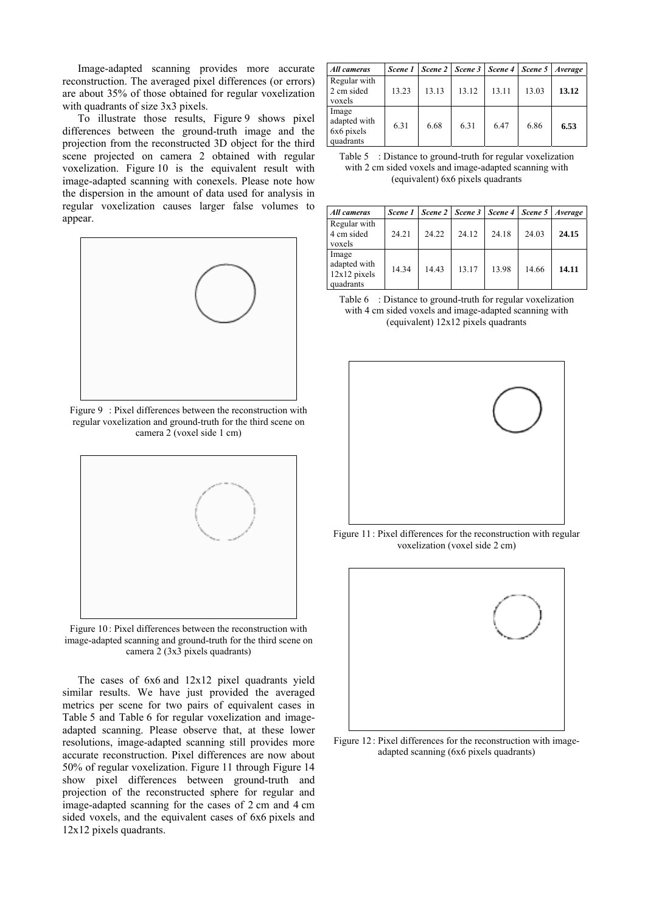Image-adapted scanning provides more accurate reconstruction. The averaged pixel differences (or errors) are about 35% of those obtained for regular voxelization with quadrants of size 3x3 pixels.

To illustrate those results, Figure 9 shows pixel differences between the ground-truth image and the projection from the reconstructed 3D object for the third scene projected on camera 2 obtained with regular voxelization. Figure 10 is the equivalent result with image-adapted scanning with conexels. Please note how the dispersion in the amount of data used for analysis in regular voxelization causes larger false volumes to appear.

Figure 9 : Pixel differences between the reconstruction with regular voxelization and ground-truth for the third scene on camera 2 (voxel side 1 cm)

Figure 10 : Pixel differences between the reconstruction with image-adapted scanning and ground-truth for the third scene on camera 2 (3x3 pixels quadrants)

The cases of 6x6 and 12x12 pixel quadrants yield similar results. We have just provided the averaged metrics per scene for two pairs of equivalent cases in Table 5 and Table 6 for regular voxelization and image-adapted scanning. Please observe that, at these lower resolutions, image-adapted scanning still provides more accurate reconstruction. Pixel differences are now about 50% of regular voxelization. Figure 11 through Figure 14 show pixel differences between ground-truth and projection of the reconstructed sphere for regular and image-adapted scanning for the cases of 2 cm and 4 cm sided voxels, and the equivalent cases of 6x6 pixels and 12x12 pixels quadrants.

| *All cameras* | *Scene 1* | *Scene 2* | *Scene 3* | *Scene 4* | *Scene 5* | *Average* |
|---|---|---|---|---|---|---|
| Regular with 2 cm sided voxels | 13.23 | 13.13 | 13.12 | 13.11 | 13.03 | **13.12** |
| Image adapted with 6x6 pixels quadrants | 6.31 | 6.68 | 6.31 | 6.47 | 6.86 | **6.53** |

Table 5 : Distance to ground-truth for regular voxelization with 2 cm sided voxels and image-adapted scanning with (equivalent) 6x6 pixels quadrants

| *All cameras* | *Scene 1* | *Scene 2* | *Scene 3* | *Scene 4* | *Scene 5* | *Average* |
|---|---|---|---|---|---|---|
| Regular with 4 cm sided voxels | 24.21 | 24.22 | 24.12 | 24.18 | 24.03 | **24.15** |
| Image adapted with 12x12 pixels quadrants | 14.34 | 14.43 | 13.17 | 13.98 | 14.66 | **14.11** |

Table 6 : Distance to ground-truth for regular voxelization with 4 cm sided voxels and image-adapted scanning with (equivalent) 12x12 pixels quadrants

Figure 11 : Pixel differences for the reconstruction with regular voxelization (voxel side 2 cm)

Figure 12 : Pixel differences for the reconstruction with image-adapted scanning (6x6 pixels quadrants)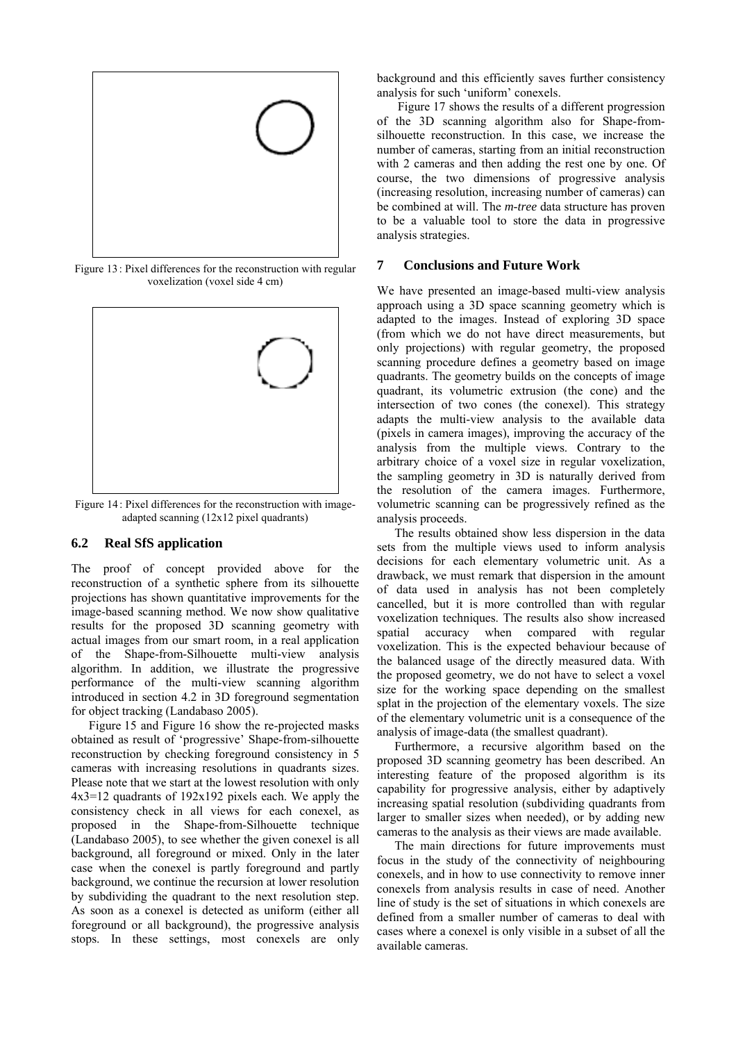Figure 13 : Pixel differences for the reconstruction with regular voxelization (voxel side 4 cm)

Figure 14 : Pixel differences for the reconstruction with image-adapted scanning (12x12 pixel quadrants)

## 6.2 Real SfS application

The proof of concept provided above for the reconstruction of a synthetic sphere from its silhouette projections has shown quantitative improvements for the image-based scanning method. We now show qualitative results for the proposed 3D scanning geometry with actual images from our smart room, in a real application of the Shape-from-Silhouette multi-view analysis algorithm. In addition, we illustrate the progressive performance of the multi-view scanning algorithm introduced in section 4.2 in 3D foreground segmentation for object tracking (Landabaso 2005).

Figure 15 and Figure 16 show the re-projected masks obtained as result of 'progressive' Shape-from-silhouette reconstruction by checking foreground consistency in 5 cameras with increasing resolutions in quadrants sizes. Please note that we start at the lowest resolution with only 4x3=12 quadrants of 192x192 pixels each. We apply the consistency check in all views for each conexel, as proposed in the Shape-from-Silhouette technique (Landabaso 2005), to see whether the given conexel is all background, all foreground or mixed. Only in the later case when the conexel is partly foreground and partly background, we continue the recursion at lower resolution by subdividing the quadrant to the next resolution step. As soon as a conexel is detected as uniform (either all foreground or all background), the progressive analysis stops. In these settings, most conexels are only background and this efficiently saves further consistency analysis for such 'uniform' conexels.

Figure 17 shows the results of a different progression of the 3D scanning algorithm also for Shape-from-silhouette reconstruction. In this case, we increase the number of cameras, starting from an initial reconstruction with 2 cameras and then adding the rest one by one. Of course, the two dimensions of progressive analysis (increasing resolution, increasing number of cameras) can be combined at will. The *m-tree* data structure has proven to be a valuable tool to store the data in progressive analysis strategies.

## 7 Conclusions and Future Work

We have presented an image-based multi-view analysis approach using a 3D space scanning geometry which is adapted to the images. Instead of exploring 3D space (from which we do not have direct measurements, but only projections) with regular geometry, the proposed scanning procedure defines a geometry based on image quadrants. The geometry builds on the concepts of image quadrant, its volumetric extrusion (the cone) and the intersection of two cones (the conexel). This strategy adapts the multi-view analysis to the available data (pixels in camera images), improving the accuracy of the analysis from the multiple views. Contrary to the arbitrary choice of a voxel size in regular voxelization, the sampling geometry in 3D is naturally derived from the resolution of the camera images. Furthermore, volumetric scanning can be progressively refined as the analysis proceeds.

The results obtained show less dispersion in the data sets from the multiple views used to inform analysis decisions for each elementary volumetric unit. As a drawback, we must remark that dispersion in the amount of data used in analysis has not been completely cancelled, but it is more controlled than with regular voxelization techniques. The results also show increased spatial accuracy when compared with regular voxelization. This is the expected behaviour because of the balanced usage of the directly measured data. With the proposed geometry, we do not have to select a voxel size for the working space depending on the smallest splat in the projection of the elementary voxels. The size of the elementary volumetric unit is a consequence of the analysis of image-data (the smallest quadrant).

Furthermore, a recursive algorithm based on the proposed 3D scanning geometry has been described. An interesting feature of the proposed algorithm is its capability for progressive analysis, either by adaptively increasing spatial resolution (subdividing quadrants from larger to smaller sizes when needed), or by adding new cameras to the analysis as their views are made available.

The main directions for future improvements must focus in the study of the connectivity of neighbouring conexels, and in how to use connectivity to remove inner conexels from analysis results in case of need. Another line of study is the set of situations in which conexels are defined from a smaller number of cameras to deal with cases where a conexel is only visible in a subset of all the available cameras.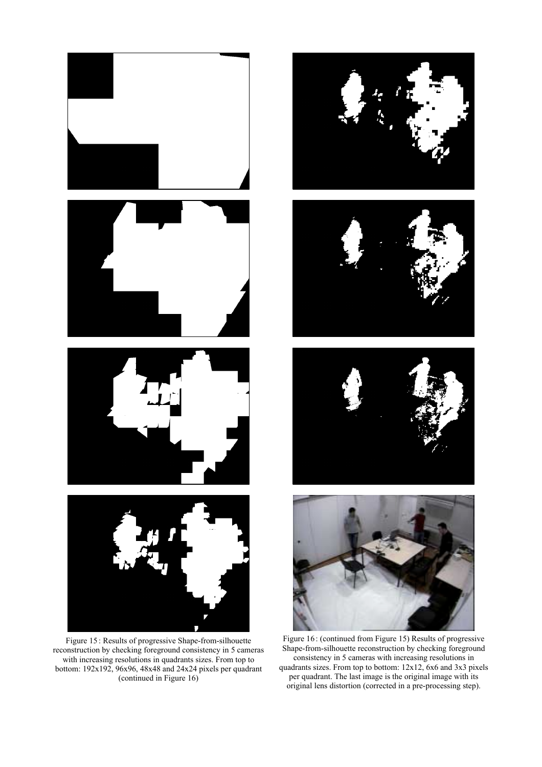Figure 15 : Results of progressive Shape-from-silhouette reconstruction by checking foreground consistency in 5 cameras with increasing resolutions in quadrants sizes. From top to bottom: 192x192, 96x96, 48x48 and 24x24 pixels per quadrant (continued in Figure 16)

Figure 16 : (continued from Figure 15) Results of progressive Shape-from-silhouette reconstruction by checking foreground consistency in 5 cameras with increasing resolutions in quadrants sizes. From top to bottom: 12x12, 6x6 and 3x3 pixels per quadrant. The last image is the original image with its original lens distortion (corrected in a pre-processing step).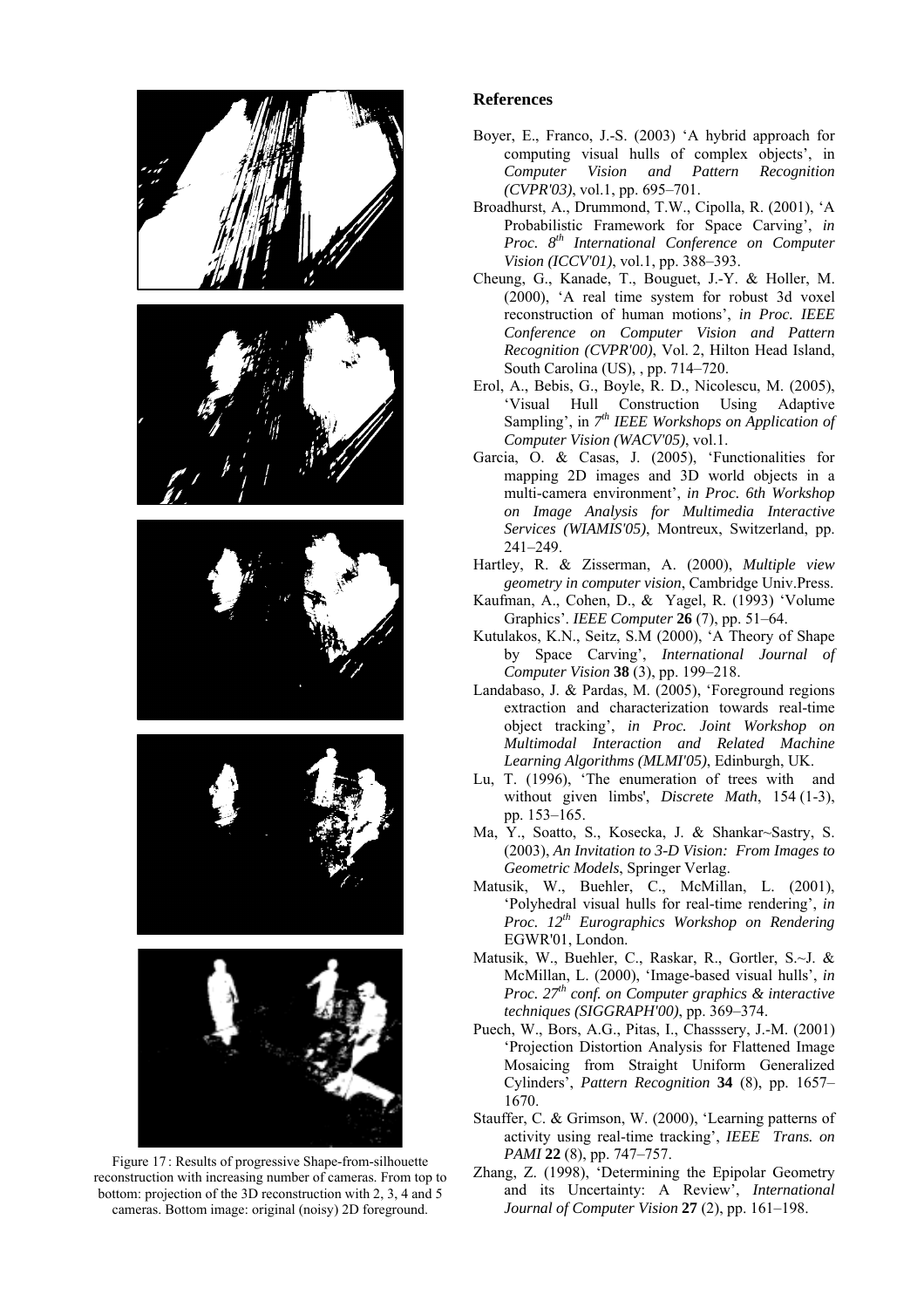Figure 17 : Results of progressive Shape-from-silhouette reconstruction with increasing number of cameras. From top to bottom: projection of the 3D reconstruction with 2, 3, 4 and 5 cameras. Bottom image: original (noisy) 2D foreground.

## References

Boyer, E., Franco, J.-S. (2003) 'A hybrid approach for computing visual hulls of complex objects', in *Computer Vision and Pattern Recognition (CVPR'03)*, vol.1, pp. 695–701.

Broadhurst, A., Drummond, T.W., Cipolla, R. (2001), 'A Probabilistic Framework for Space Carving', *in Proc. 8th International Conference on Computer Vision (ICCV'01)*, vol.1, pp. 388–393.

Cheung, G., Kanade, T., Bouguet, J.-Y. & Holler, M. (2000), 'A real time system for robust 3d voxel reconstruction of human motions', *in Proc. IEEE Conference on Computer Vision and Pattern Recognition (CVPR'00)*, Vol. 2, Hilton Head Island, South Carolina (US), , pp. 714–720.

Erol, A., Bebis, G., Boyle, R. D., Nicolescu, M. (2005), 'Visual Hull Construction Using Adaptive Sampling', in *7th IEEE Workshops on Application of Computer Vision (WACV'05)*, vol.1.

Garcia, O. & Casas, J. (2005), 'Functionalities for mapping 2D images and 3D world objects in a multi-camera environment', *in Proc. 6th Workshop on Image Analysis for Multimedia Interactive Services (WIAMIS'05)*, Montreux, Switzerland, pp. 241–249.

Hartley, R. & Zisserman, A. (2000), *Multiple view geometry in computer vision*, Cambridge Univ.Press.

Kaufman, A., Cohen, D., & Yagel, R. (1993) 'Volume Graphics'. *IEEE Computer* **26** (7), pp. 51–64.

Kutulakos, K.N., Seitz, S.M (2000), 'A Theory of Shape by Space Carving', *International Journal of Computer Vision* **38** (3), pp. 199–218.

Landabaso, J. & Pardas, M. (2005), 'Foreground regions extraction and characterization towards real-time object tracking', *in Proc. Joint Workshop on Multimodal Interaction and Related Machine Learning Algorithms (MLMI'05)*, Edinburgh, UK.

Lu, T. (1996), 'The enumeration of trees with and without given limbs', *Discrete Math*, 154 (1-3), pp. 153–165.

Ma, Y., Soatto, S., Kosecka, J. & Shankar~Sastry, S. (2003), *An Invitation to 3-D Vision: From Images to Geometric Models*, Springer Verlag.

Matusik, W., Buehler, C., McMillan, L. (2001), 'Polyhedral visual hulls for real-time rendering', *in Proc. 12th Eurographics Workshop on Rendering* EGWR'01, London.

Matusik, W., Buehler, C., Raskar, R., Gortler, S.~J. & McMillan, L. (2000), 'Image-based visual hulls', *in Proc. 27th conf. on Computer graphics & interactive techniques (SIGGRAPH'00)*, pp. 369–374.

Puech, W., Bors, A.G., Pitas, I., Chasssery, J.-M. (2001) 'Projection Distortion Analysis for Flattened Image Mosaicing from Straight Uniform Generalized Cylinders', *Pattern Recognition* **34** (8), pp. 1657–1670.

Stauffer, C. & Grimson, W. (2000), 'Learning patterns of activity using real-time tracking', *IEEE Trans. on PAMI* **22** (8), pp. 747–757.

Zhang, Z. (1998), 'Determining the Epipolar Geometry and its Uncertainty: A Review', *International Journal of Computer Vision* **27** (2), pp. 161–198.